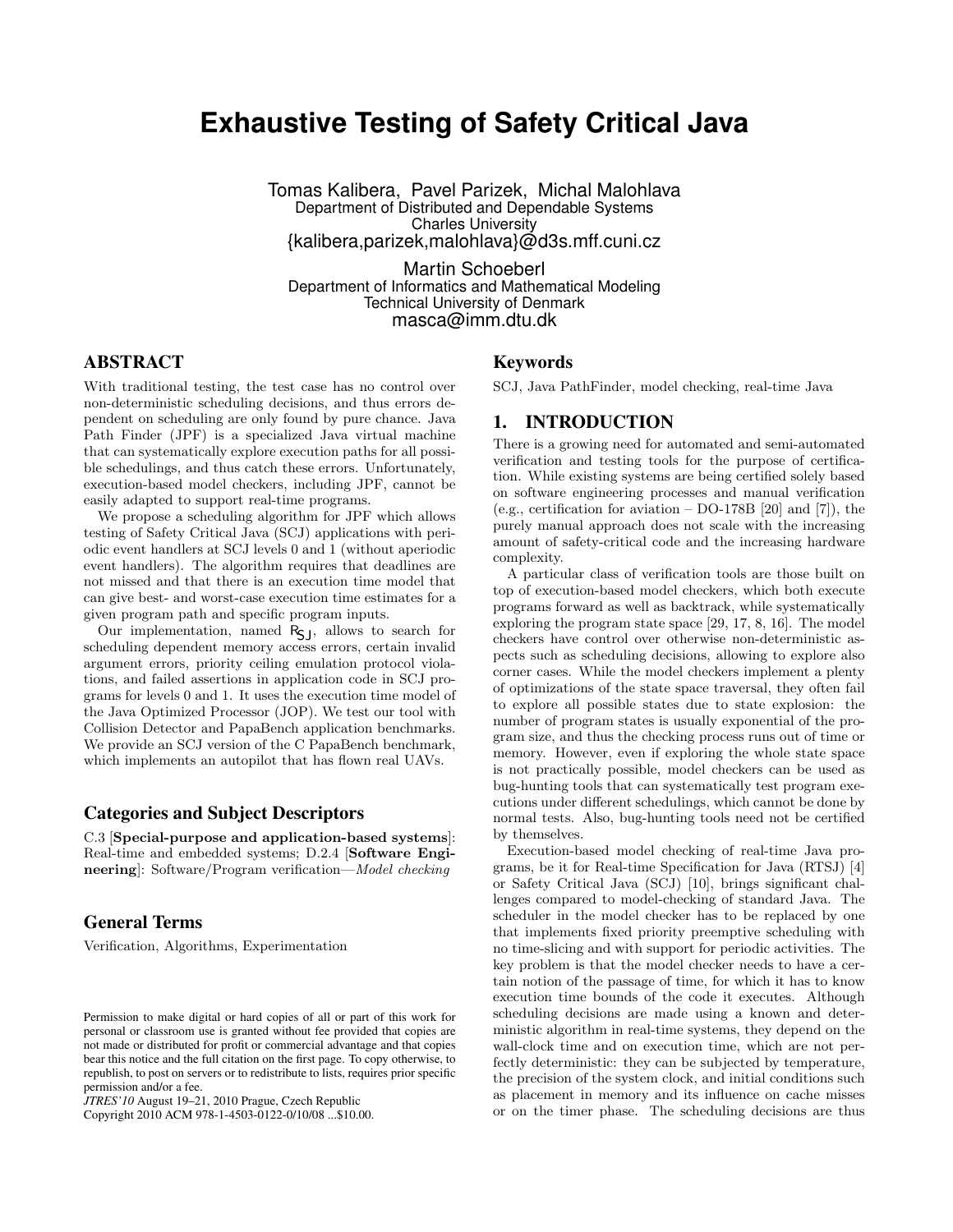# Exhaustive Testing of Safety Critical Java

Tomas Kalibera, Pavel Parizek, Michal Malohlava
Department of Distributed and Dependable Systems
Charles University
{kalibera,parizek,malohlava}@d3s.mff.cuni.cz

Martin Schoeberl
Department of Informatics and Mathematical Modeling
Technical University of Denmark
masca@imm.dtu.dk

## ABSTRACT

With traditional testing, the test case has no control over non-deterministic scheduling decisions, and thus errors dependent on scheduling are only found by pure chance. Java Path Finder (JPF) is a specialized Java virtual machine that can systematically explore execution paths for all possible schedulings, and thus catch these errors. Unfortunately, execution-based model checkers, including JPF, cannot be easily adapted to support real-time programs.

We propose a scheduling algorithm for JPF which allows testing of Safety Critical Java (SCJ) applications with periodic event handlers at SCJ levels 0 and 1 (without aperiodic event handlers). The algorithm requires that deadlines are not missed and that there is an execution time model that can give best- and worst-case execution time estimates for a given program path and specific program inputs.

Our implementation, named $R_{SJ}$, allows to search for scheduling dependent memory access errors, certain invalid argument errors, priority ceiling emulation protocol violations, and failed assertions in application code in SCJ programs for levels 0 and 1. It uses the execution time model of the Java Optimized Processor (JOP). We test our tool with Collision Detector and PapaBench application benchmarks. We provide an SCJ version of the C PapaBench benchmark, which implements an autopilot that has flown real UAVs.

### Categories and Subject Descriptors

C.3 [**Special-purpose and application-based systems**]: Real-time and embedded systems; D.2.4 [**Software Engineering**]: Software/Program verification—*Model checking*

### General Terms

Verification, Algorithms, Experimentation

Permission to make digital or hard copies of all or part of this work for personal or classroom use is granted without fee provided that copies are not made or distributed for profit or commercial advantage and that copies bear this notice and the full citation on the first page. To copy otherwise, to republish, to post on servers or to redistribute to lists, requires prior specific permission and/or a fee.
*JTRES'10* August 19–21, 2010 Prague, Czech Republic
Copyright 2010 ACM 978-1-4503-0122-0/10/08 ...$10.00.

### Keywords

SCJ, Java PathFinder, model checking, real-time Java

## 1. INTRODUCTION

There is a growing need for automated and semi-automated verification and testing tools for the purpose of certification. While existing systems are being certified solely based on software engineering processes and manual verification (e.g., certification for aviation – DO-178B [20] and [7]), the purely manual approach does not scale with the increasing amount of safety-critical code and the increasing hardware complexity.

A particular class of verification tools are those built on top of execution-based model checkers, which both execute programs forward as well as backtrack, while systematically exploring the program state space [29, 17, 8, 16]. The model checkers have control over otherwise non-deterministic aspects such as scheduling decisions, allowing to explore also corner cases. While the model checkers implement a plenty of optimizations of the state space traversal, they often fail to explore all possible states due to state explosion: the number of program states is usually exponential of the program size, and thus the checking process runs out of time or memory. However, even if exploring the whole state space is not practically possible, model checkers can be used as bug-hunting tools that can systematically test program executions under different schedulings, which cannot be done by normal tests. Also, bug-hunting tools need not be certified by themselves.

Execution-based model checking of real-time Java programs, be it for Real-time Specification for Java (RTSJ) [4] or Safety Critical Java (SCJ) [10], brings significant challenges compared to model-checking of standard Java. The scheduler in the model checker has to be replaced by one that implements fixed priority preemptive scheduling with no time-slicing and with support for periodic activities. The key problem is that the model checker needs to have a certain notion of the passage of time, for which it has to know execution time bounds of the code it executes. Although scheduling decisions are made using a known and deterministic algorithm in real-time systems, they depend on the wall-clock time and on execution time, which are not perfectly deterministic: they can be subjected by temperature, the precision of the system clock, and initial conditions such as placement in memory and its influence on cache misses or on the timer phase. The scheduling decisions are thus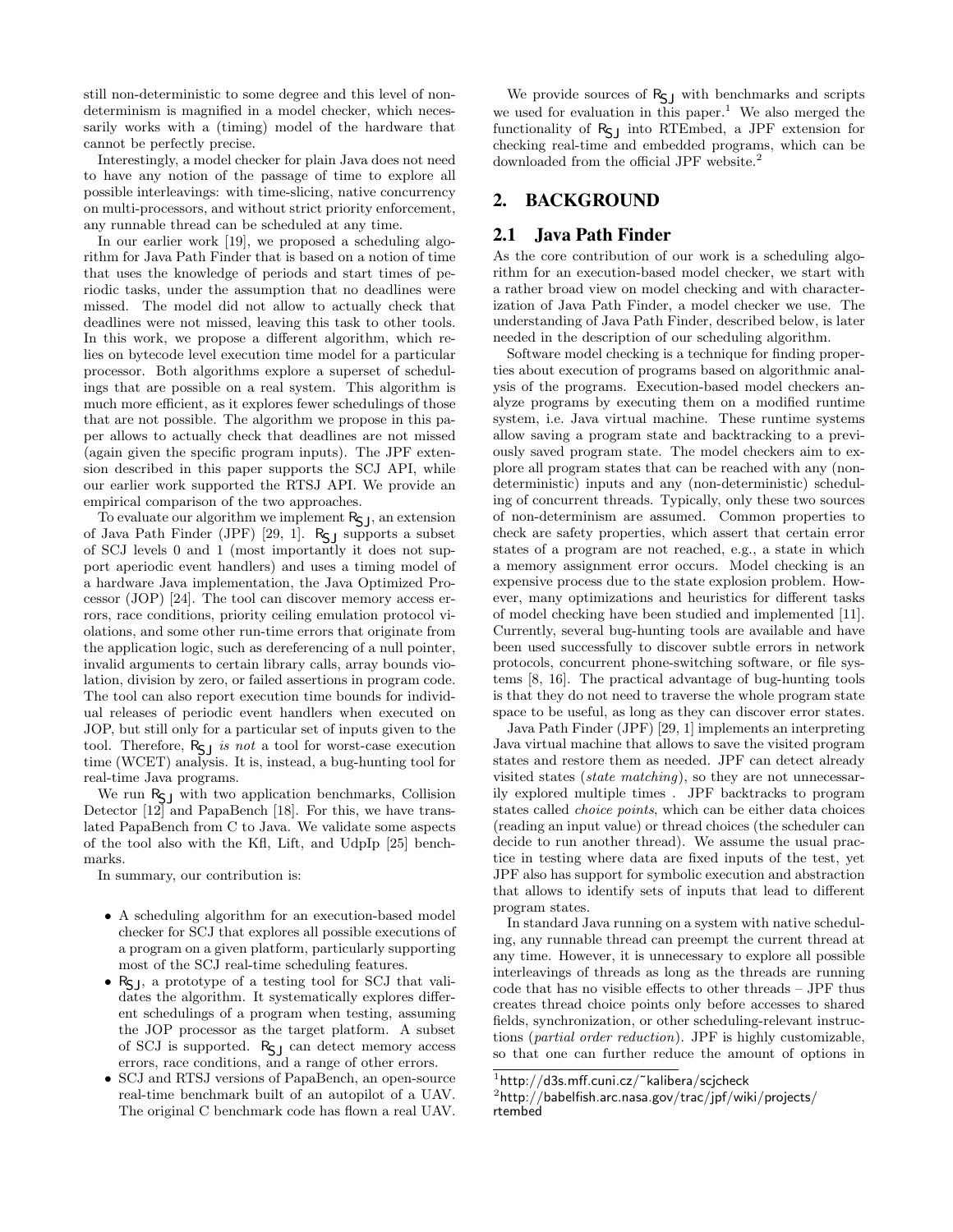still non-deterministic to some degree and this level of non-determinism is magnified in a model checker, which necessarily works with a (timing) model of the hardware that cannot be perfectly precise.

Interestingly, a model checker for plain Java does not need to have any notion of the passage of time to explore all possible interleavings: with time-slicing, native concurrency on multi-processors, and without strict priority enforcement, any runnable thread can be scheduled at any time.

In our earlier work [19], we proposed a scheduling algorithm for Java Path Finder that is based on a notion of time that uses the knowledge of periods and start times of periodic tasks, under the assumption that no deadlines were missed. The model did not allow to actually check that deadlines were not missed, leaving this task to other tools. In this work, we propose a different algorithm, which relies on bytecode level execution time model for a particular processor. Both algorithms explore a superset of schedulings that are possible on a real system. This algorithm is much more efficient, as it explores fewer schedulings of those that are not possible. The algorithm we propose in this paper allows to actually check that deadlines are not missed (again given the specific program inputs). The JPF extension described in this paper supports the SCJ API, while our earlier work supported the RTSJ API. We provide an empirical comparison of the two approaches.

To evaluate our algorithm we implement $R_{SJ}$, an extension of Java Path Finder (JPF) [29, 1]. $R_{SJ}$ supports a subset of SCJ levels 0 and 1 (most importantly it does not support aperiodic event handlers) and uses a timing model of a hardware Java implementation, the Java Optimized Processor (JOP) [24]. The tool can discover memory access errors, race conditions, priority ceiling emulation protocol violations, and some other run-time errors that originate from the application logic, such as dereferencing of a null pointer, invalid arguments to certain library calls, array bounds violation, division by zero, or failed assertions in program code. The tool can also report execution time bounds for individual releases of periodic event handlers when executed on JOP, but still only for a particular set of inputs given to the tool. Therefore, $R_{SJ}$ *is not* a tool for worst-case execution time (WCET) analysis. It is, instead, a bug-hunting tool for real-time Java programs.

We run $R_{SJ}$ with two application benchmarks, Collision Detector [12] and PapaBench [18]. For this, we have translated PapaBench from C to Java. We validate some aspects of the tool also with the Kfl, Lift, and UdpIp [25] benchmarks.

In summary, our contribution is:

- A scheduling algorithm for an execution-based model checker for SCJ that explores all possible executions of a program on a given platform, particularly supporting most of the SCJ real-time scheduling features.
- $R_{SJ}$, a prototype of a testing tool for SCJ that validates the algorithm. It systematically explores different schedulings of a program when testing, assuming the JOP processor as the target platform. A subset of SCJ is supported. $R_{SJ}$ can detect memory access errors, race conditions, and a range of other errors.
- SCJ and RTSJ versions of PapaBench, an open-source real-time benchmark built of an autopilot of a UAV. The original C benchmark code has flown a real UAV.

We provide sources of $R_{SJ}$ with benchmarks and scripts we used for evaluation in this paper.[1] We also merged the functionality of $R_{SJ}$ into RTEmbed, a JPF extension for checking real-time and embedded programs, which can be downloaded from the official JPF website.[2]

## 2. BACKGROUND

### 2.1 Java Path Finder

As the core contribution of our work is a scheduling algorithm for an execution-based model checker, we start with a rather broad view on model checking and with characterization of Java Path Finder, a model checker we use. The understanding of Java Path Finder, described below, is later needed in the description of our scheduling algorithm.

Software model checking is a technique for finding properties about execution of programs based on algorithmic analysis of the programs. Execution-based model checkers analyze programs by executing them on a modified runtime system, i.e. Java virtual machine. These runtime systems allow saving a program state and backtracking to a previously saved program state. The model checkers aim to explore all program states that can be reached with any (non-deterministic) inputs and any (non-deterministic) scheduling of concurrent threads. Typically, only these two sources of non-determinism are assumed. Common properties to check are safety properties, which assert that certain error states of a program are not reached, e.g., a state in which a memory assignment error occurs. Model checking is an expensive process due to the state explosion problem. However, many optimizations and heuristics for different tasks of model checking have been studied and implemented [11]. Currently, several bug-hunting tools are available and have been used successfully to discover subtle errors in network protocols, concurrent phone-switching software, or file systems [8, 16]. The practical advantage of bug-hunting tools is that they do not need to traverse the whole program state space to be useful, as long as they can discover error states.

Java Path Finder (JPF) [29, 1] implements an interpreting Java virtual machine that allows to save the visited program states and restore them as needed. JPF can detect already visited states (*state matching*), so they are not unnecessarily explored multiple times . JPF backtracks to program states called *choice points*, which can be either data choices (reading an input value) or thread choices (the scheduler can decide to run another thread). We assume the usual practice in testing where data are fixed inputs of the test, yet JPF also has support for symbolic execution and abstraction that allows to identify sets of inputs that lead to different program states.

In standard Java running on a system with native scheduling, any runnable thread can preempt the current thread at any time. However, it is unnecessary to explore all possible interleavings of threads as long as the threads are running code that has no visible effects to other threads – JPF thus creates thread choice points only before accesses to shared fields, synchronization, or other scheduling-relevant instructions (*partial order reduction*). JPF is highly customizable, so that one can further reduce the amount of options in

[1] http://d3s.mff.cuni.cz/~kalibera/scjcheck

[2] http://babelfish.arc.nasa.gov/trac/jpf/wiki/projects/rtembed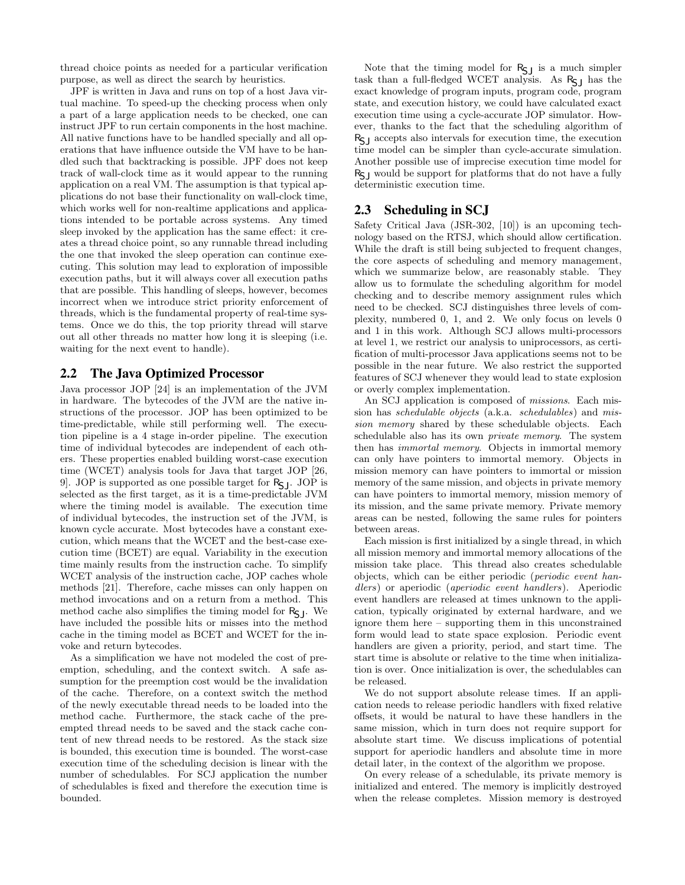thread choice points as needed for a particular verification purpose, as well as direct the search by heuristics.

JPF is written in Java and runs on top of a host Java virtual machine. To speed-up the checking process when only a part of a large application needs to be checked, one can instruct JPF to run certain components in the host machine. All native functions have to be handled specially and all operations that have influence outside the VM have to be handled such that backtracking is possible. JPF does not keep track of wall-clock time as it would appear to the running application on a real VM. The assumption is that typical applications do not base their functionality on wall-clock time, which works well for non-realtime applications and applications intended to be portable across systems. Any timed sleep invoked by the application has the same effect: it creates a thread choice point, so any runnable thread including the one that invoked the sleep operation can continue executing. This solution may lead to exploration of impossible execution paths, but it will always cover all execution paths that are possible. This handling of sleeps, however, becomes incorrect when we introduce strict priority enforcement of threads, which is the fundamental property of real-time systems. Once we do this, the top priority thread will starve out all other threads no matter how long it is sleeping (i.e. waiting for the next event to handle).

## 2.2 The Java Optimized Processor

Java processor JOP [24] is an implementation of the JVM in hardware. The bytecodes of the JVM are the native instructions of the processor. JOP has been optimized to be time-predictable, while still performing well. The execution pipeline is a 4 stage in-order pipeline. The execution time of individual bytecodes are independent of each others. These properties enabled building worst-case execution time (WCET) analysis tools for Java that target JOP [26, 9]. JOP is supported as one possible target for $R_{SJ}$. JOP is selected as the first target, as it is a time-predictable JVM where the timing model is available. The execution time of individual bytecodes, the instruction set of the JVM, is known cycle accurate. Most bytecodes have a constant execution, which means that the WCET and the best-case execution time (BCET) are equal. Variability in the execution time mainly results from the instruction cache. To simplify WCET analysis of the instruction cache, JOP caches whole methods [21]. Therefore, cache misses can only happen on method invocations and on a return from a method. This method cache also simplifies the timing model for $R_{SJ}$. We have included the possible hits or misses into the method cache in the timing model as BCET and WCET for the invoke and return bytecodes.

As a simplification we have not modeled the cost of preemption, scheduling, and the context switch. A safe assumption for the preemption cost would be the invalidation of the cache. Therefore, on a context switch the method of the newly executable thread needs to be loaded into the method cache. Furthermore, the stack cache of the preempted thread needs to be saved and the stack cache content of new thread needs to be restored. As the stack size is bounded, this execution time is bounded. The worst-case execution time of the scheduling decision is linear with the number of schedulables. For SCJ application the number of schedulables is fixed and therefore the execution time is bounded.

Note that the timing model for $R_{SJ}$ is a much simpler task than a full-fledged WCET analysis. As $R_{SJ}$ has the exact knowledge of program inputs, program code, program state, and execution history, we could have calculated exact execution time using a cycle-accurate JOP simulator. However, thanks to the fact that the scheduling algorithm of $R_{SJ}$ accepts also intervals for execution time, the execution time model can be simpler than cycle-accurate simulation. Another possible use of imprecise execution time model for $R_{SJ}$ would be support for platforms that do not have a fully deterministic execution time.

## 2.3 Scheduling in SCJ

Safety Critical Java (JSR-302, [10]) is an upcoming technology based on the RTSJ, which should allow certification. While the draft is still being subjected to frequent changes, the core aspects of scheduling and memory management, which we summarize below, are reasonably stable. They allow us to formulate the scheduling algorithm for model checking and to describe memory assignment rules which need to be checked. SCJ distinguishes three levels of complexity, numbered 0, 1, and 2. We only focus on levels 0 and 1 in this work. Although SCJ allows multi-processors at level 1, we restrict our analysis to uniprocessors, as certification of multi-processor Java applications seems not to be possible in the near future. We also restrict the supported features of SCJ whenever they would lead to state explosion or overly complex implementation.

An SCJ application is composed of *missions*. Each mission has *schedulable objects* (a.k.a. *schedulables*) and *mission memory* shared by these schedulable objects. Each schedulable also has its own *private memory*. The system then has *immortal memory*. Objects in immortal memory can only have pointers to immortal memory. Objects in mission memory can have pointers to immortal or mission memory of the same mission, and objects in private memory can have pointers to immortal memory, mission memory of its mission, and the same private memory. Private memory areas can be nested, following the same rules for pointers between areas.

Each mission is first initialized by a single thread, in which all mission memory and immortal memory allocations of the mission take place. This thread also creates schedulable objects, which can be either periodic (*periodic event handlers*) or aperiodic (*aperiodic event handlers*). Aperiodic event handlers are released at times unknown to the application, typically originated by external hardware, and we ignore them here – supporting them in this unconstrained form would lead to state space explosion. Periodic event handlers are given a priority, period, and start time. The start time is absolute or relative to the time when initialization is over. Once initialization is over, the schedulables can be released.

We do not support absolute release times. If an application needs to release periodic handlers with fixed relative offsets, it would be natural to have these handlers in the same mission, which in turn does not require support for absolute start time. We discuss implications of potential support for aperiodic handlers and absolute time in more detail later, in the context of the algorithm we propose.

On every release of a schedulable, its private memory is initialized and entered. The memory is implicitly destroyed when the release completes. Mission memory is destroyed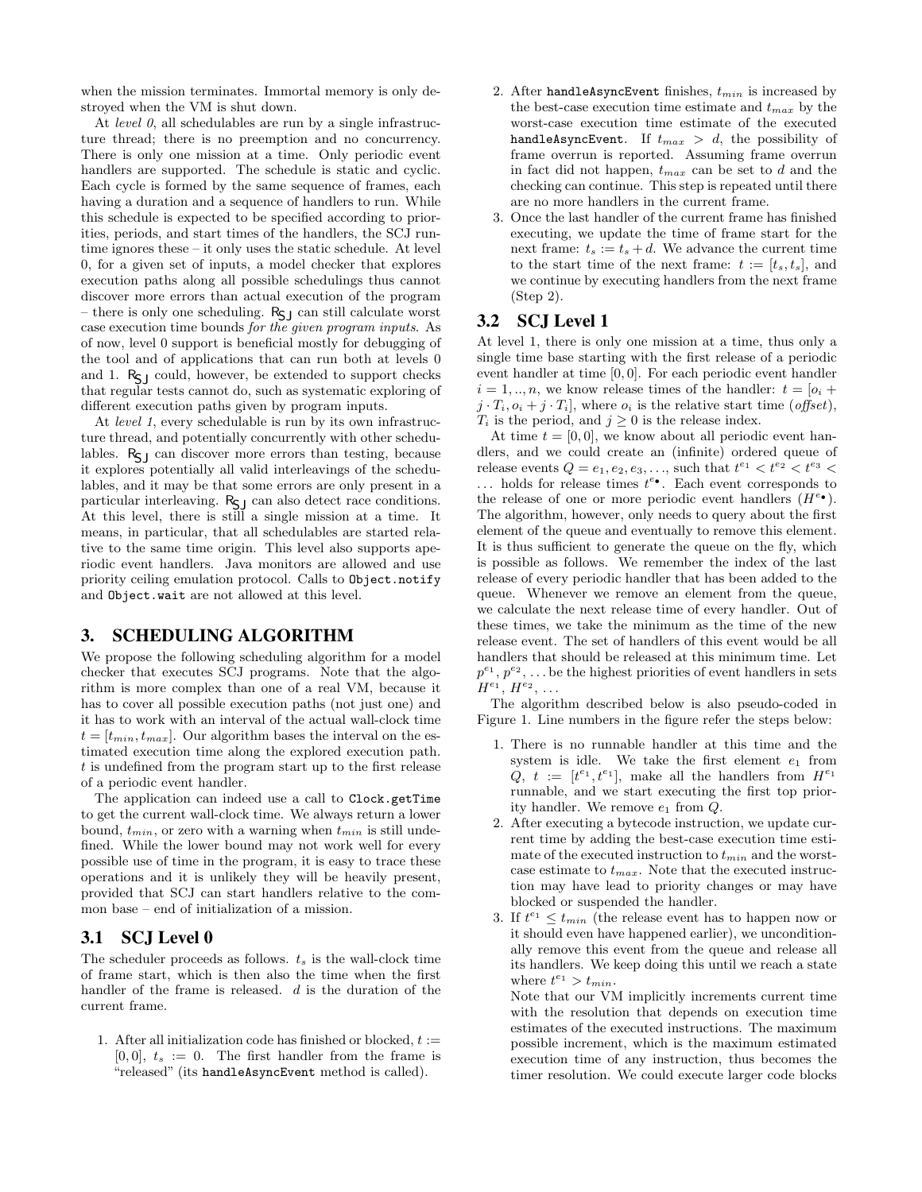when the mission terminates. Immortal memory is only destroyed when the VM is shut down.

At *level 0*, all schedulables are run by a single infrastructure thread; there is no preemption and no concurrency. There is only one mission at a time. Only periodic event handlers are supported. The schedule is static and cyclic. Each cycle is formed by the same sequence of frames, each having a duration and a sequence of handlers to run. While this schedule is expected to be specified according to priorities, periods, and start times of the handlers, the SCJ runtime ignores these – it only uses the static schedule. At level 0, for a given set of inputs, a model checker that explores execution paths along all possible schedulings thus cannot discover more errors than actual execution of the program – there is only one scheduling. $R_{SJ}$ can still calculate worst case execution time bounds *for the given program inputs*. As of now, level 0 support is beneficial mostly for debugging of the tool and of applications that can run both at levels 0 and 1. $R_{SJ}$ could, however, be extended to support checks that regular tests cannot do, such as systematic exploring of different execution paths given by program inputs.

At *level 1*, every schedulable is run by its own infrastructure thread, and potentially concurrently with other schedulables. $R_{SJ}$ can discover more errors than testing, because it explores potentially all valid interleavings of the schedulables, and it may be that some errors are only present in a particular interleaving. $R_{SJ}$ can also detect race conditions. At this level, there is still a single mission at a time. It means, in particular, that all schedulables are started relative to the same time origin. This level also supports aperiodic event handlers. Java monitors are allowed and use priority ceiling emulation protocol. Calls to `Object.notify` and `Object.wait` are not allowed at this level.

## 3. SCHEDULING ALGORITHM

We propose the following scheduling algorithm for a model checker that executes SCJ programs. Note that the algorithm is more complex than one of a real VM, because it has to cover all possible execution paths (not just one) and it has to work with an interval of the actual wall-clock time $t = [t_{min}, t_{max}]$. Our algorithm bases the interval on the estimated execution time along the explored execution path. $t$ is undefined from the program start up to the first release of a periodic event handler.

The application can indeed use a call to `Clock.getTime` to get the current wall-clock time. We always return a lower bound, $t_{min}$, or zero with a warning when $t_{min}$ is still undefined. While the lower bound may not work well for every possible use of time in the program, it is easy to trace these operations and it is unlikely they will be heavily present, provided that SCJ can start handlers relative to the common base – end of initialization of a mission.

### 3.1 SCJ Level 0

The scheduler proceeds as follows. $t_s$ is the wall-clock time of frame start, which is then also the time when the first handler of the frame is released. $d$ is the duration of the current frame.

1. After all initialization code has finished or blocked, $t := [0, 0]$, $t_s := 0$. The first handler from the frame is "released" (its `handleAsyncEvent` method is called).
2. After `handleAsyncEvent` finishes, $t_{min}$ is increased by the best-case execution time estimate and $t_{max}$ by the worst-case execution time estimate of the executed `handleAsyncEvent`. If $t_{max} > d$, the possibility of frame overrun is reported. Assuming frame overrun in fact did not happen, $t_{max}$ can be set to $d$ and the checking can continue. This step is repeated until there are no more handlers in the current frame.
3. Once the last handler of the current frame has finished executing, we update the time of frame start for the next frame: $t_s := t_s + d$. We advance the current time to the start time of the next frame: $t := [t_s, t_s]$, and we continue by executing handlers from the next frame (Step 2).

### 3.2 SCJ Level 1

At level 1, there is only one mission at a time, thus only a single time base starting with the first release of a periodic event handler at time $[0, 0]$. For each periodic event handler $i = 1, .., n$, we know release times of the handler: $t = [o_i + j \cdot T_i, o_i + j \cdot T_i]$, where $o_i$ is the relative start time (*offset*), $T_i$ is the period, and $j \geq 0$ is the release index.

At time $t = [0, 0]$, we know about all periodic event handlers, and we could create an (infinite) ordered queue of release events $Q = e_1, e_2, e_3, \ldots$, such that $t^{e_1} < t^{e_2} < t^{e_3} < \ldots$ holds for release times $t^{e_\bullet}$. Each event corresponds to the release of one or more periodic event handlers ($H^{e_\bullet}$). The algorithm, however, only needs to query about the first element of the queue and eventually to remove this element. It is thus sufficient to generate the queue on the fly, which is possible as follows. We remember the index of the last release of every periodic handler that has been added to the queue. Whenever we remove an element from the queue, we calculate the next release time of every handler. Out of these times, we take the minimum as the time of the new release event. The set of handlers of this event would be all handlers that should be released at this minimum time. Let $p^{e_1}, p^{e_2}, \ldots$ be the highest priorities of event handlers in sets $H^{e_1}, H^{e_2}, \ldots$

The algorithm described below is also pseudo-coded in Figure 1. Line numbers in the figure refer the steps below:

1. There is no runnable handler at this time and the system is idle. We take the first element $e_1$ from $Q$, $t := [t^{e_1}, t^{e_1}]$, make all the handlers from $H^{e_1}$ runnable, and we start executing the first top priority handler. We remove $e_1$ from $Q$.
2. After executing a bytecode instruction, we update current time by adding the best-case execution time estimate of the executed instruction to $t_{min}$ and the worst-case estimate to $t_{max}$. Note that the executed instruction may have lead to priority changes or may have blocked or suspended the handler.
3. If $t^{e_1} \leq t_{min}$ (the release event has to happen now or it should even have happened earlier), we unconditionally remove this event from the queue and release all its handlers. We keep doing this until we reach a state where $t^{e_1} > t_{min}$.

   Note that our VM implicitly increments current time with the resolution that depends on execution time estimates of the executed instructions. The maximum possible increment, which is the maximum estimated execution time of any instruction, thus becomes the timer resolution. We could execute larger code blocks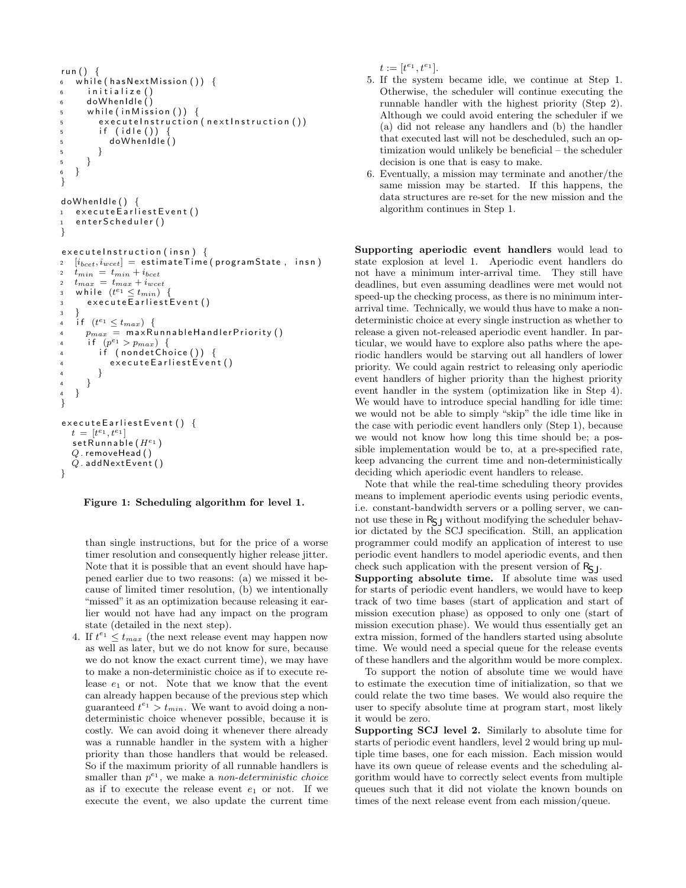```
run() {
6   while(hasNextMission()) {
6     initialize()
6     doWhenIdle()
6     while(inMission()) {
5       executeInstruction(nextInstruction())
5       if (idle()) {
5         doWhenIdle()
5       }
5     }
6   }
}

doWhenIdle() {
1   executeEarliestEvent()
1   enterScheduler()
}

executeInstruction(insn) {
2   [i_bcet, i_wcet] = estimateTime(programState, insn)
2   t_min = t_min + i_bcet
2   t_max = t_max + i_wcet
3   while (t^{e1} <= t_min) {
3     executeEarliestEvent()
3   }
4   if (t^{e1} <= t_max) {
4     p_max = maxRunnableHandlerPriority()
4     if (p^{e1} > p_max) {
4       if (nondetChoice()) {
4         executeEarliestEvent()
4       }
4     }
4   }
}

executeEarliestEvent() {
  t = [t^{e1}, t^{e1}]
  setRunnable(H^{e1})
  Q.removeHead()
  Q.addNextEvent()
}
```

**Figure 1: Scheduling algorithm for level 1.**

than single instructions, but for the price of a worse timer resolution and consequently higher release jitter. Note that it is possible that an event should have happened earlier due to two reasons: (a) we missed it because of limited timer resolution, (b) we intentionally "missed" it as an optimization because releasing it earlier would not have had any impact on the program state (detailed in the next step).

4. If $t^{e_1} \leq t_{max}$ (the next release event may happen now as well as later, but we do not know for sure, because we do not know the exact current time), we may have to make a non-deterministic choice as if to execute release $e_1$ or not. Note that we know that the event can already happen because of the previous step which guaranteed $t^{e_1} > t_{min}$. We want to avoid doing a non-deterministic choice whenever possible, because it is costly. We can avoid doing it whenever there already was a runnable handler in the system with a higher priority than those handlers that would be released. So if the maximum priority of all runnable handlers is smaller than $p^{e_1}$, we make a *non-deterministic choice* as if to execute the release event $e_1$ or not. If we execute the event, we also update the current time $t := [t^{e_1}, t^{e_1}]$.
5. If the system became idle, we continue at Step 1. Otherwise, the scheduler will continue executing the runnable handler with the highest priority (Step 2). Although we could avoid entering the scheduler if we (a) did not release any handlers and (b) the handler that executed last will not be descheduled, such an optimization would unlikely be beneficial – the scheduler decision is one that is easy to make.
6. Eventually, a mission may terminate and another/the same mission may be started. If this happens, the data structures are re-set for the new mission and the algorithm continues in Step 1.

**Supporting aperiodic event handlers** would lead to state explosion at level 1. Aperiodic event handlers do not have a minimum inter-arrival time. They still have deadlines, but even assuming deadlines were met would not speed-up the checking process, as there is no minimum inter-arrival time. Technically, we would thus have to make a non-deterministic choice at every single instruction as whether to release a given not-released aperiodic event handler. In particular, we would have to explore also paths where the aperiodic handlers would be starving out all handlers of lower priority. We could again restrict to releasing only aperiodic event handlers of higher priority than the highest priority event handler in the system (optimization like in Step 4). We would have to introduce special handling for idle time: we would not be able to simply "skip" the idle time like in the case with periodic event handlers only (Step 1), because we would not know how long this time should be; a possible implementation would be to, at a pre-specified rate, keep advancing the current time and non-deterministically deciding which aperiodic event handlers to release.

Note that while the real-time scheduling theory provides means to implement aperiodic events using periodic events, i.e. constant-bandwidth servers or a polling server, we cannot use these in $R_{SJ}$ without modifying the scheduler behavior dictated by the SCJ specification. Still, an application programmer could modify an application of interest to use periodic event handlers to model aperiodic events, and then check such application with the present version of $R_{SJ}$.

**Supporting absolute time.** If absolute time was used for starts of periodic event handlers, we would have to keep track of two time bases (start of application and start of mission execution phase) as opposed to only one (start of mission execution phase). We would thus essentially get an extra mission, formed of the handlers started using absolute time. We would need a special queue for the release events of these handlers and the algorithm would be more complex.

To support the notion of absolute time we would have to estimate the execution time of initialization, so that we could relate the two time bases. We would also require the user to specify absolute time at program start, most likely it would be zero.

**Supporting SCJ level 2.** Similarly to absolute time for starts of periodic event handlers, level 2 would bring up multiple time bases, one for each mission. Each mission would have its own queue of release events and the scheduling algorithm would have to correctly select events from multiple queues such that it did not violate the known bounds on times of the next release event from each mission/queue.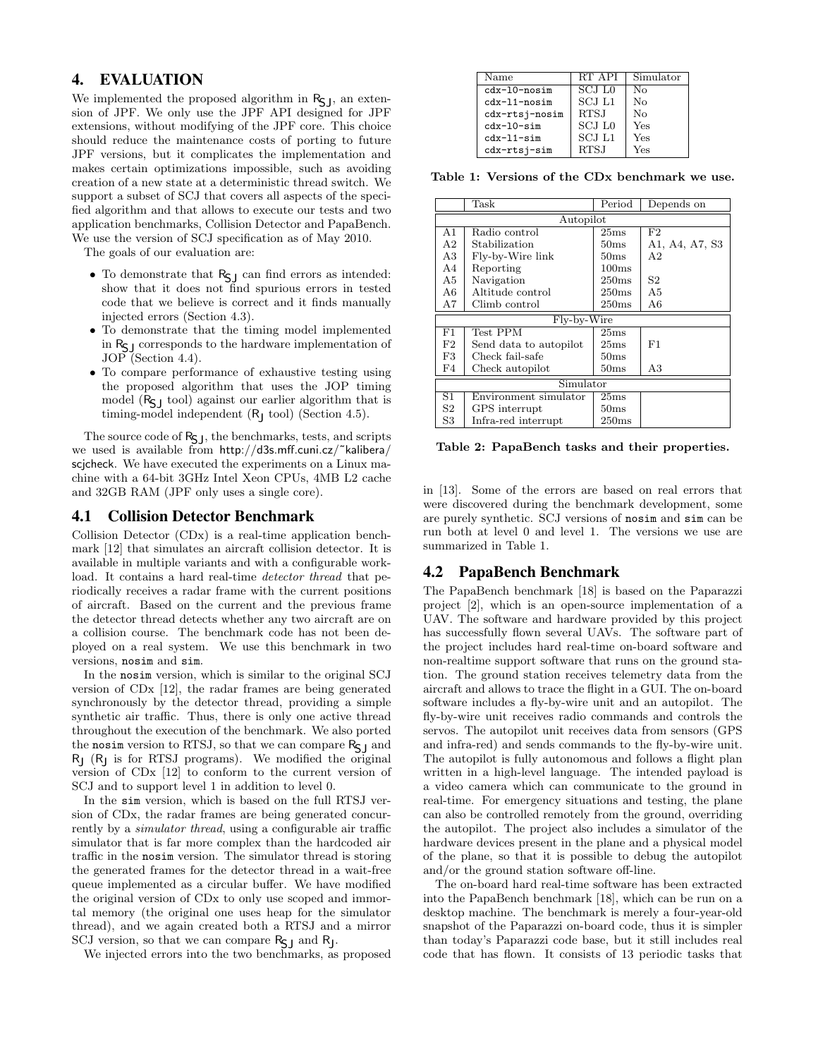## 4. EVALUATION

We implemented the proposed algorithm in $R_{SJ}$, an extension of JPF. We only use the JPF API designed for JPF extensions, without modifying of the JPF core. This choice should reduce the maintenance costs of porting to future JPF versions, but it complicates the implementation and makes certain optimizations impossible, such as avoiding creation of a new state at a deterministic thread switch. We support a subset of SCJ that covers all aspects of the specified algorithm and that allows to execute our tests and two application benchmarks, Collision Detector and PapaBench. We use the version of SCJ specification as of May 2010.

The goals of our evaluation are:

- To demonstrate that $R_{SJ}$ can find errors as intended: show that it does not find spurious errors in tested code that we believe is correct and it finds manually injected errors (Section 4.3).
- To demonstrate that the timing model implemented in $R_{SJ}$ corresponds to the hardware implementation of JOP (Section 4.4).
- To compare performance of exhaustive testing using the proposed algorithm that uses the JOP timing model ($R_{SJ}$ tool) against our earlier algorithm that is timing-model independent ($R_J$ tool) (Section 4.5).

The source code of $R_{SJ}$, the benchmarks, tests, and scripts we used is available from http://d3s.mff.cuni.cz/~kalibera/scjcheck. We have executed the experiments on a Linux machine with a 64-bit 3GHz Intel Xeon CPUs, 4MB L2 cache and 32GB RAM (JPF only uses a single core).

### 4.1 Collision Detector Benchmark

Collision Detector (CDx) is a real-time application benchmark [12] that simulates an aircraft collision detector. It is available in multiple variants and with a configurable workload. It contains a hard real-time *detector thread* that periodically receives a radar frame with the current positions of aircraft. Based on the current and the previous frame the detector thread detects whether any two aircraft are on a collision course. The benchmark code has not been deployed on a real system. We use this benchmark in two versions, `nosim` and `sim`.

In the `nosim` version, which is similar to the original SCJ version of CDx [12], the radar frames are being generated synchronously by the detector thread, providing a simple synthetic air traffic. Thus, there is only one active thread throughout the execution of the benchmark. We also ported the `nosim` version to RTSJ, so that we can compare $R_{SJ}$ and $R_J$ ($R_J$ is for RTSJ programs). We modified the original version of CDx [12] to conform to the current version of SCJ and to support level 1 in addition to level 0.

In the `sim` version, which is based on the full RTSJ version of CDx, the radar frames are being generated concurrently by a *simulator thread*, using a configurable air traffic simulator that is far more complex than the hardcoded air traffic in the `nosim` version. The simulator thread is storing the generated frames for the detector thread in a wait-free queue implemented as a circular buffer. We have modified the original version of CDx to only use scoped and immortal memory (the original one uses heap for the simulator thread), and we again created both a RTSJ and a mirror SCJ version, so that we can compare $R_{SJ}$ and $R_J$.

We injected errors into the two benchmarks, as proposed in [13]. Some of the errors are based on real errors that were discovered during the benchmark development, some are purely synthetic. SCJ versions of `nosim` and `sim` can be run both at level 0 and level 1. The versions we use are summarized in Table 1.

| Name | RT API | Simulator |
|---|---|---|
| `cdx-l0-nosim` | SCJ L0 | No |
| `cdx-l1-nosim` | SCJ L1 | No |
| `cdx-rtsj-nosim` | RTSJ | No |
| `cdx-l0-sim` | SCJ L0 | Yes |
| `cdx-l1-sim` | SCJ L1 | Yes |
| `cdx-rtsj-sim` | RTSJ | Yes |

**Table 1: Versions of the CDx benchmark we use.**

|  | Task | Period | Depends on |
|---|---|---|---|
| Autopilot | | | |
| A1 | Radio control | 25ms | F2 |
| A2 | Stabilization | 50ms | A1, A4, A7, S3 |
| A3 | Fly-by-Wire link | 50ms | A2 |
| A4 | Reporting | 100ms | |
| A5 | Navigation | 250ms | S2 |
| A6 | Altitude control | 250ms | A5 |
| A7 | Climb control | 250ms | A6 |
| Fly-by-Wire | | | |
| F1 | Test PPM | 25ms | |
| F2 | Send data to autopilot | 25ms | F1 |
| F3 | Check fail-safe | 50ms | |
| F4 | Check autopilot | 50ms | A3 |
| Simulator | | | |
| S1 | Environment simulator | 25ms | |
| S2 | GPS interrupt | 50ms | |
| S3 | Infra-red interrupt | 250ms | |

**Table 2: PapaBench tasks and their properties.**

### 4.2 PapaBench Benchmark

The PapaBench benchmark [18] is based on the Paparazzi project [2], which is an open-source implementation of a UAV. The software and hardware provided by this project has successfully flown several UAVs. The software part of the project includes hard real-time on-board software and non-realtime support software that runs on the ground station. The ground station receives telemetry data from the aircraft and allows to trace the flight in a GUI. The on-board software includes a fly-by-wire unit and an autopilot. The fly-by-wire unit receives radio commands and controls the servos. The autopilot unit receives data from sensors (GPS and infra-red) and sends commands to the fly-by-wire unit. The autopilot is fully autonomous and follows a flight plan written in a high-level language. The intended payload is a video camera which can communicate to the ground in real-time. For emergency situations and testing, the plane can also be controlled remotely from the ground, overriding the autopilot. The project also includes a simulator of the hardware devices present in the plane and a physical model of the plane, so that it is possible to debug the autopilot and/or the ground station software off-line.

The on-board hard real-time software has been extracted into the PapaBench benchmark [18], which can be run on a desktop machine. The benchmark is merely a four-year-old snapshot of the Paparazzi on-board code, thus it is simpler than today's Paparazzi code base, but it still includes real code that has flown. It consists of 13 periodic tasks that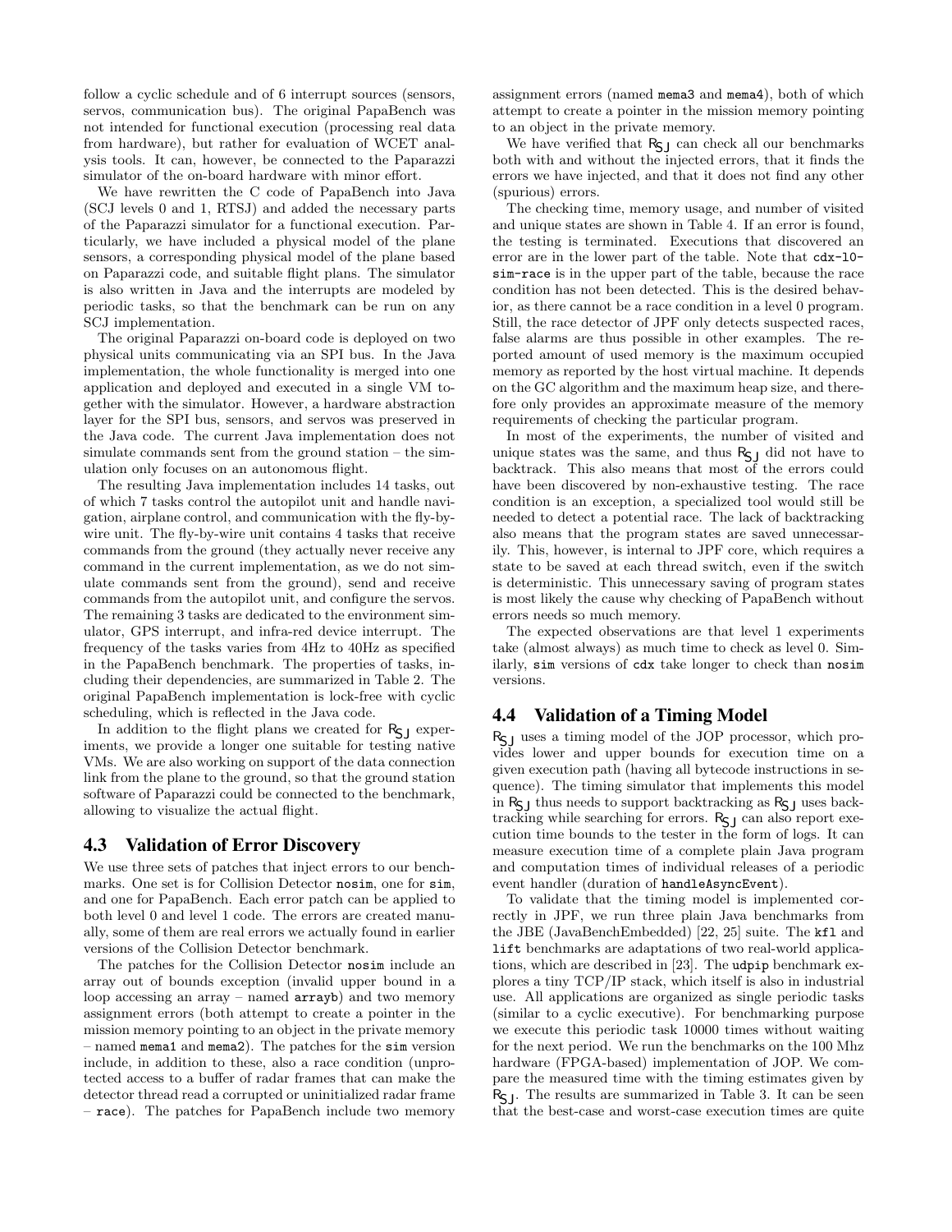follow a cyclic schedule and of 6 interrupt sources (sensors, servos, communication bus). The original PapaBench was not intended for functional execution (processing real data from hardware), but rather for evaluation of WCET analysis tools. It can, however, be connected to the Paparazzi simulator of the on-board hardware with minor effort.

We have rewritten the C code of PapaBench into Java (SCJ levels 0 and 1, RTSJ) and added the necessary parts of the Paparazzi simulator for a functional execution. Particularly, we have included a physical model of the plane sensors, a corresponding physical model of the plane based on Paparazzi code, and suitable flight plans. The simulator is also written in Java and the interrupts are modeled by periodic tasks, so that the benchmark can be run on any SCJ implementation.

The original Paparazzi on-board code is deployed on two physical units communicating via an SPI bus. In the Java implementation, the whole functionality is merged into one application and deployed and executed in a single VM together with the simulator. However, a hardware abstraction layer for the SPI bus, sensors, and servos was preserved in the Java code. The current Java implementation does not simulate commands sent from the ground station – the simulation only focuses on an autonomous flight.

The resulting Java implementation includes 14 tasks, out of which 7 tasks control the autopilot unit and handle navigation, airplane control, and communication with the fly-by-wire unit. The fly-by-wire unit contains 4 tasks that receive commands from the ground (they actually never receive any command in the current implementation, as we do not simulate commands sent from the ground), send and receive commands from the autopilot unit, and configure the servos. The remaining 3 tasks are dedicated to the environment simulator, GPS interrupt, and infra-red device interrupt. The frequency of the tasks varies from 4Hz to 40Hz as specified in the PapaBench benchmark. The properties of tasks, including their dependencies, are summarized in Table 2. The original PapaBench implementation is lock-free with cyclic scheduling, which is reflected in the Java code.

In addition to the flight plans we created for $R_{SJ}$ experiments, we provide a longer one suitable for testing native VMs. We are also working on support of the data connection link from the plane to the ground, so that the ground station software of Paparazzi could be connected to the benchmark, allowing to visualize the actual flight.

## 4.3 Validation of Error Discovery

We use three sets of patches that inject errors to our benchmarks. One set is for Collision Detector `nosim`, one for `sim`, and one for PapaBench. Each error patch can be applied to both level 0 and level 1 code. The errors are created manually, some of them are real errors we actually found in earlier versions of the Collision Detector benchmark.

The patches for the Collision Detector `nosim` include an array out of bounds exception (invalid upper bound in a loop accessing an array – named `arrayb`) and two memory assignment errors (both attempt to create a pointer in the mission memory pointing to an object in the private memory – named `mema1` and `mema2`). The patches for the `sim` version include, in addition to these, also a race condition (unprotected access to a buffer of radar frames that can make the detector thread read a corrupted or uninitialized radar frame – `race`). The patches for PapaBench include two memory assignment errors (named `mema3` and `mema4`), both of which attempt to create a pointer in the mission memory pointing to an object in the private memory.

We have verified that $R_{SJ}$ can check all our benchmarks both with and without the injected errors, that it finds the errors we have injected, and that it does not find any other (spurious) errors.

The checking time, memory usage, and number of visited and unique states are shown in Table 4. If an error is found, the testing is terminated. Executions that discovered an error are in the lower part of the table. Note that `cdx-l0-sim-race` is in the upper part of the table, because the race condition has not been detected. This is the desired behavior, as there cannot be a race condition in a level 0 program. Still, the race detector of JPF only detects suspected races, false alarms are thus possible in other examples. The reported amount of used memory is the maximum occupied memory as reported by the host virtual machine. It depends on the GC algorithm and the maximum heap size, and therefore only provides an approximate measure of the memory requirements of checking the particular program.

In most of the experiments, the number of visited and unique states was the same, and thus $R_{SJ}$ did not have to backtrack. This also means that most of the errors could have been discovered by non-exhaustive testing. The race condition is an exception, a specialized tool would still be needed to detect a potential race. The lack of backtracking also means that the program states are saved unnecessarily. This, however, is internal to JPF core, which requires a state to be saved at each thread switch, even if the switch is deterministic. This unnecessary saving of program states is most likely the cause why checking of PapaBench without errors needs so much memory.

The expected observations are that level 1 experiments take (almost always) as much time to check as level 0. Similarly, `sim` versions of `cdx` take longer to check than `nosim` versions.

## 4.4 Validation of a Timing Model

$R_{SJ}$ uses a timing model of the JOP processor, which provides lower and upper bounds for execution time on a given execution path (having all bytecode instructions in sequence). The timing simulator that implements this model in $R_{SJ}$ thus needs to support backtracking as $R_{SJ}$ uses backtracking while searching for errors. $R_{SJ}$ can also report execution time bounds to the tester in the form of logs. It can measure execution time of a complete plain Java program and computation times of individual releases of a periodic event handler (duration of `handleAsyncEvent`).

To validate that the timing model is implemented correctly in JPF, we run three plain Java benchmarks from the JBE (JavaBenchEmbedded) [22, 25] suite. The `kfl` and `lift` benchmarks are adaptations of two real-world applications, which are described in [23]. The `udpip` benchmark explores a tiny TCP/IP stack, which itself is also in industrial use. All applications are organized as single periodic tasks (similar to a cyclic executive). For benchmarking purpose we execute this periodic task 10000 times without waiting for the next period. We run the benchmarks on the 100 Mhz hardware (FPGA-based) implementation of JOP. We compare the measured time with the timing estimates given by $R_{SJ}$. The results are summarized in Table 3. It can be seen that the best-case and worst-case execution times are quite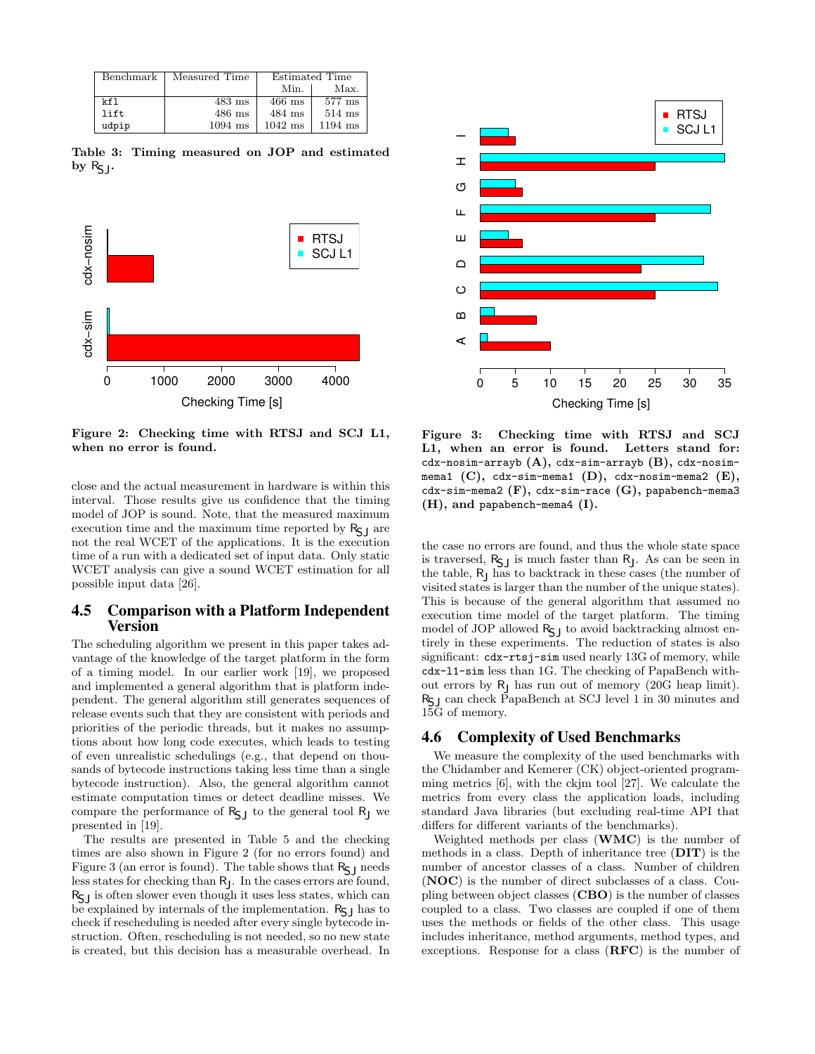| Benchmark | Measured Time | Estimated Time | |
|---|---|---|---|
| | | Min. | Max. |
| kfl | 483 ms | 466 ms | 577 ms |
| lift | 486 ms | 484 ms | 514 ms |
| udpip | 1094 ms | 1042 ms | 1194 ms |

**Table 3: Timing measured on JOP and estimated by $R_{SJ}$.**

**Figure 2: Checking time with RTSJ and SCJ L1, when no error is found.**

close and the actual measurement in hardware is within this interval. Those results give us confidence that the timing model of JOP is sound. Note, that the measured maximum execution time and the maximum time reported by $R_{SJ}$ are not the real WCET of the applications. It is the execution time of a run with a dedicated set of input data. Only static WCET analysis can give a sound WCET estimation for all possible input data [26].

## 4.5 Comparison with a Platform Independent Version

The scheduling algorithm we present in this paper takes advantage of the knowledge of the target platform in the form of a timing model. In our earlier work [19], we proposed and implemented a general algorithm that is platform independent. The general algorithm still generates sequences of release events such that they are consistent with periods and priorities of the periodic threads, but it makes no assumptions about how long code executes, which leads to testing of even unrealistic schedulings (e.g., that depend on thousands of bytecode instructions taking less time than a single bytecode instruction). Also, the general algorithm cannot estimate computation times or detect deadline misses. We compare the performance of $R_{SJ}$ to the general tool $R_J$ we presented in [19].

The results are presented in Table 5 and the checking times are also shown in Figure 2 (for no errors found) and Figure 3 (an error is found). The table shows that $R_{SJ}$ needs less states for checking than $R_J$. In the cases errors are found, $R_{SJ}$ is often slower even though it uses less states, which can be explained by internals of the implementation. $R_{SJ}$ has to check if rescheduling is needed after every single bytecode instruction. Often, rescheduling is not needed, so no new state is created, but this decision has a measurable overhead. In the case no errors are found, and thus the whole state space is traversed, $R_{SJ}$ is much faster than $R_J$. As can be seen in the table, $R_J$ has to backtrack in these cases (the number of visited states is larger than the number of the unique states). This is because of the general algorithm that assumed no execution time model of the target platform. The timing model of JOP allowed $R_{SJ}$ to avoid backtracking almost entirely in these experiments. The reduction of states is also significant: `cdx-rtsj-sim` used nearly 13G of memory, while `cdx-l1-sim` less than 1G. The checking of PapaBench without errors by $R_J$ has run out of memory (20G heap limit). $R_{SJ}$ can check PapaBench at SCJ level 1 in 30 minutes and 15G of memory.

**Figure 3: Checking time with RTSJ and SCJ L1, when an error is found. Letters stand for: `cdx-nosim-arrayb` (A), `cdx-sim-arrayb` (B), `cdx-nosim-mema1` (C), `cdx-sim-mema1` (D), `cdx-nosim-mema2` (E), `cdx-sim-mema2` (F), `cdx-sim-race` (G), `papabench-mema3` (H), and `papabench-mema4` (I).**

## 4.6 Complexity of Used Benchmarks

We measure the complexity of the used benchmarks with the Chidamber and Kemerer (CK) object-oriented programming metrics [6], with the ckjm tool [27]. We calculate the metrics from every class the application loads, including standard Java libraries (but excluding real-time API that differs for different variants of the benchmarks).

Weighted methods per class (**WMC**) is the number of methods in a class. Depth of inheritance tree (**DIT**) is the number of ancestor classes of a class. Number of children (**NOC**) is the number of direct subclasses of a class. Coupling between object classes (**CBO**) is the number of classes coupled to a class. Two classes are coupled if one of them uses the methods or fields of the other class. This usage includes inheritance, method arguments, method types, and exceptions. Response for a class (**RFC**) is the number of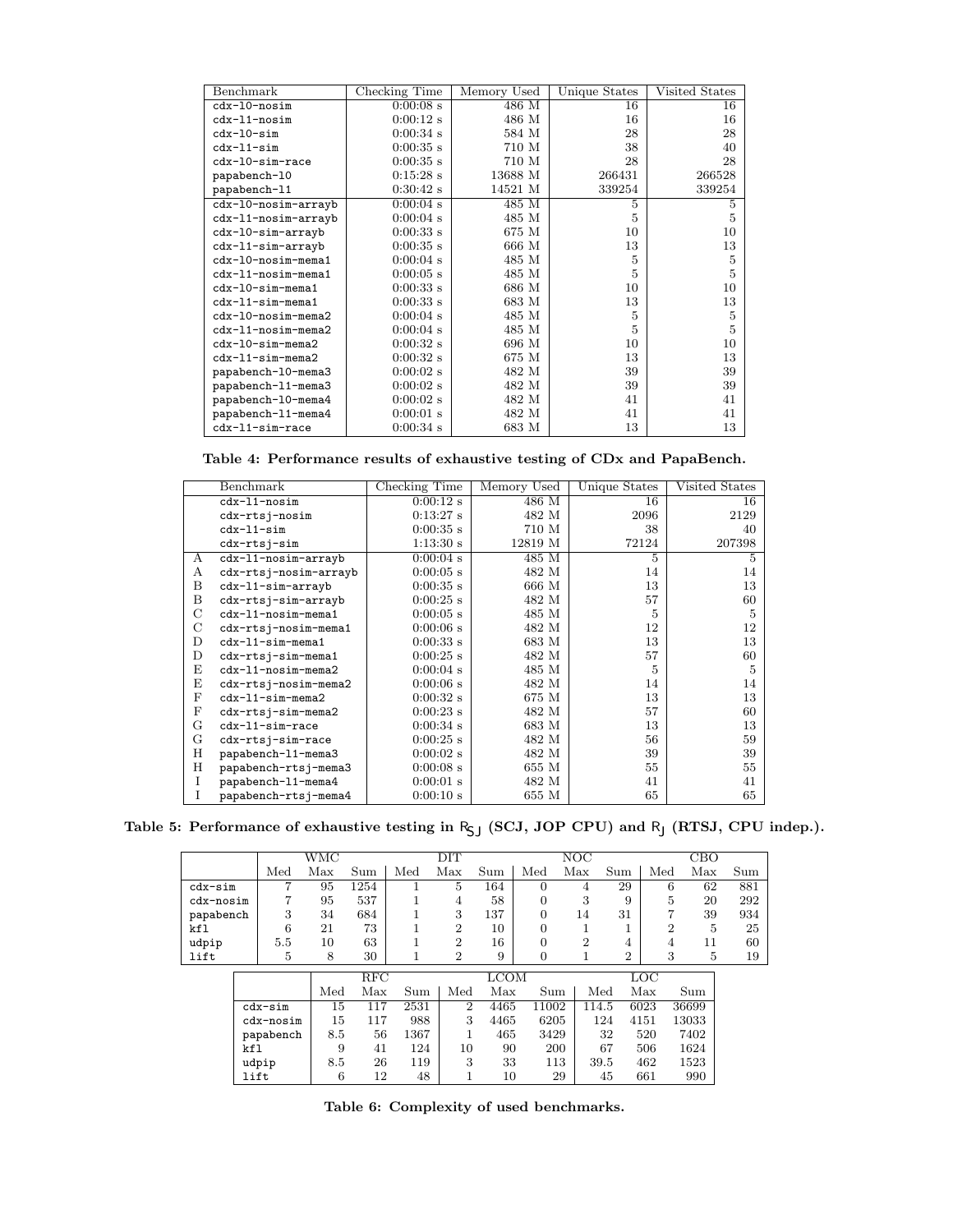| Benchmark | Checking Time | Memory Used | Unique States | Visited States |
|---|---|---|---|---|
| cdx-l0-nosim | 0:00:08 s | 486 M | 16 | 16 |
| cdx-l1-nosim | 0:00:12 s | 486 M | 16 | 16 |
| cdx-l0-sim | 0:00:34 s | 584 M | 28 | 28 |
| cdx-l1-sim | 0:00:35 s | 710 M | 38 | 40 |
| cdx-l0-sim-race | 0:00:35 s | 710 M | 28 | 28 |
| papabench-l0 | 0:15:28 s | 13688 M | 266431 | 266528 |
| papabench-l1 | 0:30:42 s | 14521 M | 339254 | 339254 |
| cdx-l0-nosim-arrayb | 0:00:04 s | 485 M | 5 | 5 |
| cdx-l1-nosim-arrayb | 0:00:04 s | 485 M | 5 | 5 |
| cdx-l0-sim-arrayb | 0:00:33 s | 675 M | 10 | 10 |
| cdx-l1-sim-arrayb | 0:00:35 s | 666 M | 13 | 13 |
| cdx-l0-nosim-mema1 | 0:00:04 s | 485 M | 5 | 5 |
| cdx-l1-nosim-mema1 | 0:00:05 s | 485 M | 5 | 5 |
| cdx-l0-sim-mema1 | 0:00:33 s | 686 M | 10 | 10 |
| cdx-l1-sim-mema1 | 0:00:33 s | 683 M | 13 | 13 |
| cdx-l0-nosim-mema2 | 0:00:04 s | 485 M | 5 | 5 |
| cdx-l1-nosim-mema2 | 0:00:04 s | 485 M | 5 | 5 |
| cdx-l0-sim-mema2 | 0:00:32 s | 696 M | 10 | 10 |
| cdx-l1-sim-mema2 | 0:00:32 s | 675 M | 13 | 13 |
| papabench-l0-mema3 | 0:00:02 s | 482 M | 39 | 39 |
| papabench-l1-mema3 | 0:00:02 s | 482 M | 39 | 39 |
| papabench-l0-mema4 | 0:00:02 s | 482 M | 41 | 41 |
| papabench-l1-mema4 | 0:00:01 s | 482 M | 41 | 41 |
| cdx-l1-sim-race | 0:00:34 s | 683 M | 13 | 13 |

**Table 4: Performance results of exhaustive testing of CDx and PapaBench.**

| | Benchmark | Checking Time | Memory Used | Unique States | Visited States |
|---|---|---|---|---|---|
| | cdx-l1-nosim | 0:00:12 s | 486 M | 16 | 16 |
| | cdx-rtsj-nosim | 0:13:27 s | 482 M | 2096 | 2129 |
| | cdx-l1-sim | 0:00:35 s | 710 M | 38 | 40 |
| | cdx-rtsj-sim | 1:13:30 s | 12819 M | 72124 | 207398 |
| A | cdx-l1-nosim-arrayb | 0:00:04 s | 485 M | 5 | 5 |
| A | cdx-rtsj-nosim-arrayb | 0:00:05 s | 482 M | 14 | 14 |
| B | cdx-l1-sim-arrayb | 0:00:35 s | 666 M | 13 | 13 |
| B | cdx-rtsj-sim-arrayb | 0:00:25 s | 482 M | 57 | 60 |
| C | cdx-l1-nosim-mema1 | 0:00:05 s | 485 M | 5 | 5 |
| C | cdx-rtsj-nosim-mema1 | 0:00:06 s | 482 M | 12 | 12 |
| D | cdx-l1-sim-mema1 | 0:00:33 s | 683 M | 13 | 13 |
| D | cdx-rtsj-sim-mema1 | 0:00:25 s | 482 M | 57 | 60 |
| E | cdx-l1-nosim-mema2 | 0:00:04 s | 485 M | 5 | 5 |
| E | cdx-rtsj-nosim-mema2 | 0:00:06 s | 482 M | 14 | 14 |
| F | cdx-l1-sim-mema2 | 0:00:32 s | 675 M | 13 | 13 |
| F | cdx-rtsj-sim-mema2 | 0:00:23 s | 482 M | 57 | 60 |
| G | cdx-l1-sim-race | 0:00:34 s | 683 M | 13 | 13 |
| G | cdx-rtsj-sim-race | 0:00:25 s | 482 M | 56 | 59 |
| H | papabench-l1-mema3 | 0:00:02 s | 482 M | 39 | 39 |
| H | papabench-rtsj-mema3 | 0:00:08 s | 655 M | 55 | 55 |
| I | papabench-l1-mema4 | 0:00:01 s | 482 M | 41 | 41 |
| I | papabench-rtsj-mema4 | 0:00:10 s | 655 M | 65 | 65 |

**Table 5: Performance of exhaustive testing in $\mathsf{R_{SJ}}$ (SCJ, JOP CPU) and $\mathsf{R_J}$ (RTSJ, CPU indep.).**

| | WMC | | | DIT | | | NOC | | | CBO | | |
|---|---|---|---|---|---|---|---|---|---|---|---|---|
| | Med | Max | Sum | Med | Max | Sum | Med | Max | Sum | Med | Max | Sum |
| cdx-sim | 7 | 95 | 1254 | 1 | 5 | 164 | 0 | 4 | 29 | 6 | 62 | 881 |
| cdx-nosim | 7 | 95 | 537 | 1 | 4 | 58 | 0 | 3 | 9 | 5 | 20 | 292 |
| papabench | 3 | 34 | 684 | 1 | 3 | 137 | 0 | 14 | 31 | 7 | 39 | 934 |
| kfl | 6 | 21 | 73 | 1 | 2 | 10 | 0 | 1 | 1 | 2 | 5 | 25 |
| udpip | 5.5 | 10 | 63 | 1 | 2 | 16 | 0 | 2 | 4 | 4 | 11 | 60 |
| lift | 5 | 8 | 30 | 1 | 2 | 9 | 0 | 1 | 2 | 3 | 5 | 19 |

| | RFC | | | LCOM | | | LOC | | |
|---|---|---|---|---|---|---|---|---|---|
| | Med | Max | Sum | Med | Max | Sum | Med | Max | Sum |
| cdx-sim | 15 | 117 | 2531 | 2 | 4465 | 11002 | 114.5 | 6023 | 36699 |
| cdx-nosim | 15 | 117 | 988 | 3 | 4465 | 6205 | 124 | 4151 | 13033 |
| papabench | 8.5 | 56 | 1367 | 1 | 465 | 3429 | 32 | 520 | 7402 |
| kfl | 9 | 41 | 124 | 10 | 90 | 200 | 67 | 506 | 1624 |
| udpip | 8.5 | 26 | 119 | 3 | 33 | 113 | 39.5 | 462 | 1523 |
| lift | 6 | 12 | 48 | 1 | 10 | 29 | 45 | 661 | 990 |

**Table 6: Complexity of used benchmarks.**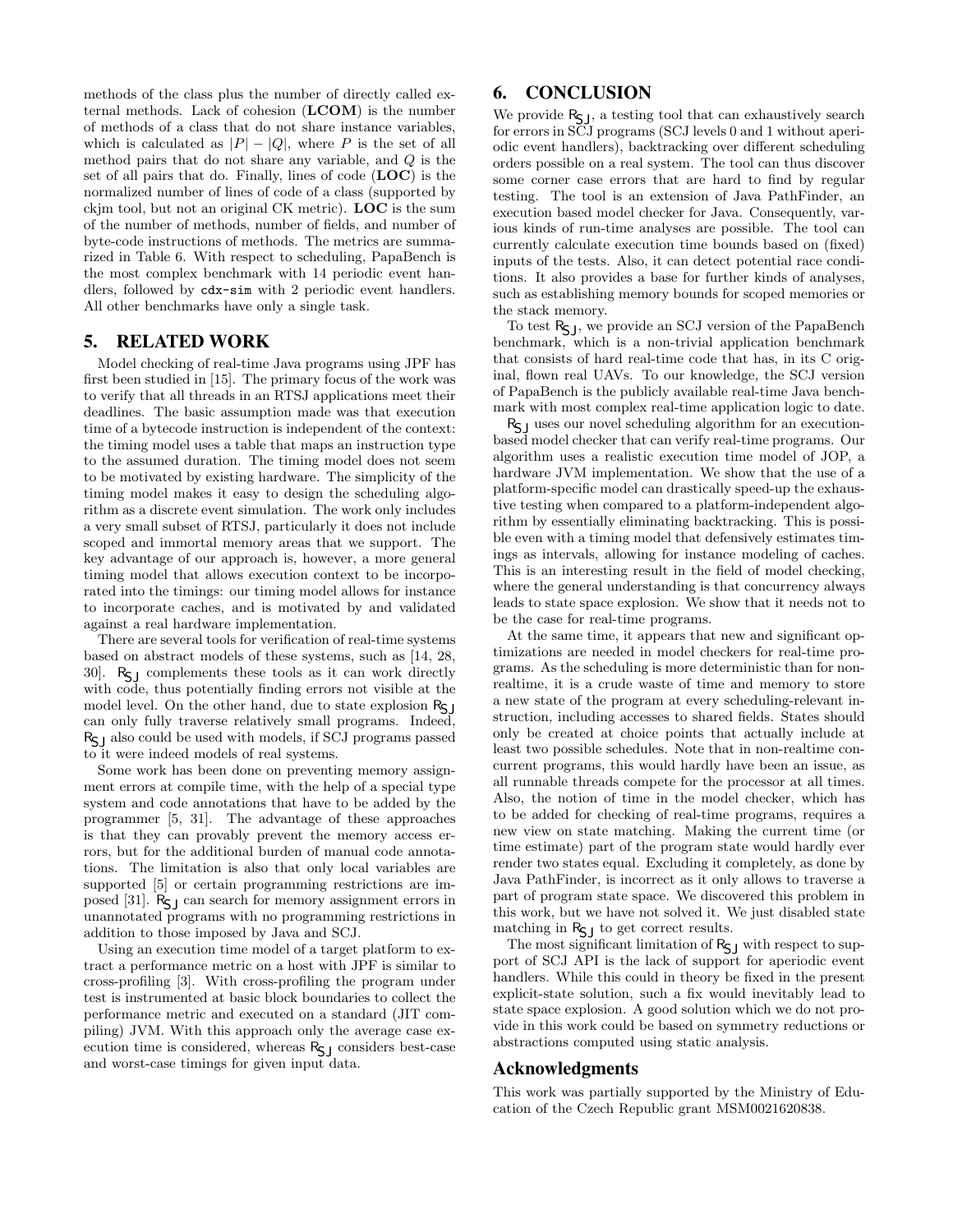methods of the class plus the number of directly called external methods. Lack of cohesion (**LCOM**) is the number of methods of a class that do not share instance variables, which is calculated as $|P| - |Q|$, where $P$ is the set of all method pairs that do not share any variable, and $Q$ is the set of all pairs that do. Finally, lines of code (**LOC**) is the normalized number of lines of code of a class (supported by ckjm tool, but not an original CK metric). **LOC** is the sum of the number of methods, number of fields, and number of byte-code instructions of methods. The metrics are summarized in Table 6. With respect to scheduling, PapaBench is the most complex benchmark with 14 periodic event handlers, followed by `cdx-sim` with 2 periodic event handlers. All other benchmarks have only a single task.

## 5. RELATED WORK

Model checking of real-time Java programs using JPF has first been studied in [15]. The primary focus of the work was to verify that all threads in an RTSJ applications meet their deadlines. The basic assumption made was that execution time of a bytecode instruction is independent of the context: the timing model uses a table that maps an instruction type to the assumed duration. The timing model does not seem to be motivated by existing hardware. The simplicity of the timing model makes it easy to design the scheduling algorithm as a discrete event simulation. The work only includes a very small subset of RTSJ, particularly it does not include scoped and immortal memory areas that we support. The key advantage of our approach is, however, a more general timing model that allows execution context to be incorporated into the timings: our timing model allows for instance to incorporate caches, and is motivated by and validated against a real hardware implementation.

There are several tools for verification of real-time systems based on abstract models of these systems, such as [14, 28, 30]. $R_{SJ}$ complements these tools as it can work directly with code, thus potentially finding errors not visible at the model level. On the other hand, due to state explosion $R_{SJ}$ can only fully traverse relatively small programs. Indeed, $R_{SJ}$ also could be used with models, if SCJ programs passed to it were indeed models of real systems.

Some work has been done on preventing memory assignment errors at compile time, with the help of a special type system and code annotations that have to be added by the programmer [5, 31]. The advantage of these approaches is that they can provably prevent the memory access errors, but for the additional burden of manual code annotations. The limitation is also that only local variables are supported [5] or certain programming restrictions are imposed [31]. $R_{SJ}$ can search for memory assignment errors in unannotated programs with no programming restrictions in addition to those imposed by Java and SCJ.

Using an execution time model of a target platform to extract a performance metric on a host with JPF is similar to cross-profiling [3]. With cross-profiling the program under test is instrumented at basic block boundaries to collect the performance metric and executed on a standard (JIT compiling) JVM. With this approach only the average case execution time is considered, whereas $R_{SJ}$ considers best-case and worst-case timings for given input data.

## 6. CONCLUSION

We provide $R_{SJ}$, a testing tool that can exhaustively search for errors in SCJ programs (SCJ levels 0 and 1 without aperiodic event handlers), backtracking over different scheduling orders possible on a real system. The tool can thus discover some corner case errors that are hard to find by regular testing. The tool is an extension of Java PathFinder, an execution based model checker for Java. Consequently, various kinds of run-time analyses are possible. The tool can currently calculate execution time bounds based on (fixed) inputs of the tests. Also, it can detect potential race conditions. It also provides a base for further kinds of analyses, such as establishing memory bounds for scoped memories or the stack memory.

To test $R_{SJ}$, we provide an SCJ version of the PapaBench benchmark, which is a non-trivial application benchmark that consists of hard real-time code that has, in its C original, flown real UAVs. To our knowledge, the SCJ version of PapaBench is the publicly available real-time Java benchmark with most complex real-time application logic to date.

$R_{SJ}$ uses our novel scheduling algorithm for an execution-based model checker that can verify real-time programs. Our algorithm uses a realistic execution time model of JOP, a hardware JVM implementation. We show that the use of a platform-specific model can drastically speed-up the exhaustive testing when compared to a platform-independent algorithm by essentially eliminating backtracking. This is possible even with a timing model that defensively estimates timings as intervals, allowing for instance modeling of caches. This is an interesting result in the field of model checking, where the general understanding is that concurrency always leads to state space explosion. We show that it needs not to be the case for real-time programs.

At the same time, it appears that new and significant optimizations are needed in model checkers for real-time programs. As the scheduling is more deterministic than for non-realtime, it is a crude waste of time and memory to store a new state of the program at every scheduling-relevant instruction, including accesses to shared fields. States should only be created at choice points that actually include at least two possible schedules. Note that in non-realtime concurrent programs, this would hardly have been an issue, as all runnable threads compete for the processor at all times. Also, the notion of time in the model checker, which has to be added for checking of real-time programs, requires a new view on state matching. Making the current time (or time estimate) part of the program state would hardly ever render two states equal. Excluding it completely, as done by Java PathFinder, is incorrect as it only allows to traverse a part of program state space. We discovered this problem in this work, but we have not solved it. We just disabled state matching in $R_{SJ}$ to get correct results.

The most significant limitation of $R_{SJ}$ with respect to support of SCJ API is the lack of support for aperiodic event handlers. While this could in theory be fixed in the present explicit-state solution, such a fix would inevitably lead to state space explosion. A good solution which we do not provide in this work could be based on symmetry reductions or abstractions computed using static analysis.

## Acknowledgments

This work was partially supported by the Ministry of Education of the Czech Republic grant MSM0021620838.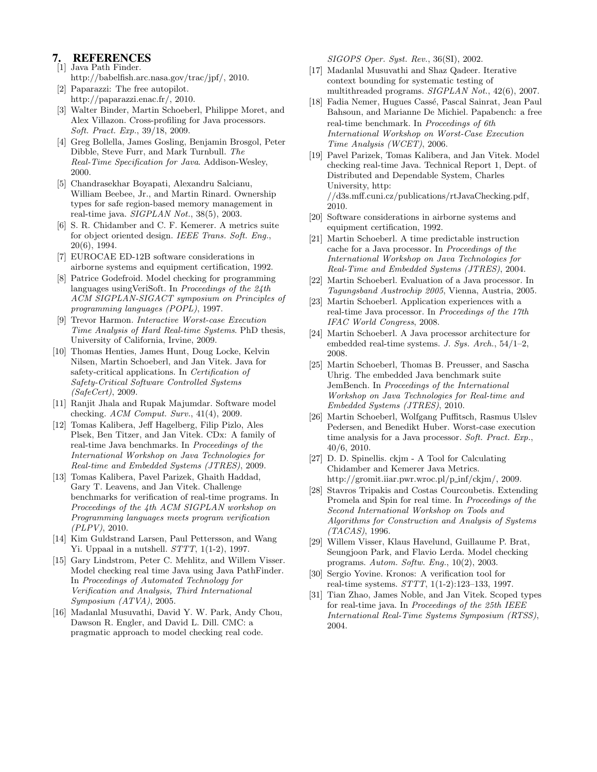## 7. REFERENCES

[1] Java Path Finder. http://babelfish.arc.nasa.gov/trac/jpf/, 2010.

[2] Paparazzi: The free autopilot. http://paparazzi.enac.fr/, 2010.

[3] Walter Binder, Martin Schoeberl, Philippe Moret, and Alex Villazon. Cross-profiling for Java processors. *Soft. Pract. Exp.*, 39/18, 2009.

[4] Greg Bollella, James Gosling, Benjamin Brosgol, Peter Dibble, Steve Furr, and Mark Turnbull. *The Real-Time Specification for Java*. Addison-Wesley, 2000.

[5] Chandrasekhar Boyapati, Alexandru Salcianu, William Beebee, Jr., and Martin Rinard. Ownership types for safe region-based memory management in real-time java. *SIGPLAN Not.*, 38(5), 2003.

[6] S. R. Chidamber and C. F. Kemerer. A metrics suite for object oriented design. *IEEE Trans. Soft. Eng.*, 20(6), 1994.

[7] EUROCAE ED-12B software considerations in airborne systems and equipment certification, 1992.

[8] Patrice Godefroid. Model checking for programming languages usingVeriSoft. In *Proceedings of the 24th ACM SIGPLAN-SIGACT symposium on Principles of programming languages (POPL)*, 1997.

[9] Trevor Harmon. *Interactive Worst-case Execution Time Analysis of Hard Real-time Systems*. PhD thesis, University of California, Irvine, 2009.

[10] Thomas Henties, James Hunt, Doug Locke, Kelvin Nilsen, Martin Schoeberl, and Jan Vitek. Java for safety-critical applications. In *Certification of Safety-Critical Software Controlled Systems (SafeCert)*, 2009.

[11] Ranjit Jhala and Rupak Majumdar. Software model checking. *ACM Comput. Surv.*, 41(4), 2009.

[12] Tomas Kalibera, Jeff Hagelberg, Filip Pizlo, Ales Plsek, Ben Titzer, and Jan Vitek. CDx: A family of real-time Java benchmarks. In *Proceedings of the International Workshop on Java Technologies for Real-time and Embedded Systems (JTRES)*, 2009.

[13] Tomas Kalibera, Pavel Parizek, Ghaith Haddad, Gary T. Leavens, and Jan Vitek. Challenge benchmarks for verification of real-time programs. In *Proceedings of the 4th ACM SIGPLAN workshop on Programming languages meets program verification (PLPV)*, 2010.

[14] Kim Guldstrand Larsen, Paul Pettersson, and Wang Yi. Uppaal in a nutshell. *STTT*, 1(1-2), 1997.

[15] Gary Lindstrom, Peter C. Mehlitz, and Willem Visser. Model checking real time Java using Java PathFinder. In *Proceedings of Automated Technology for Verification and Analysis, Third International Symposium (ATVA)*, 2005.

[16] Madanlal Musuvathi, David Y. W. Park, Andy Chou, Dawson R. Engler, and David L. Dill. CMC: a pragmatic approach to model checking real code. *SIGOPS Oper. Syst. Rev.*, 36(SI), 2002.

[17] Madanlal Musuvathi and Shaz Qadeer. Iterative context bounding for systematic testing of multithreaded programs. *SIGPLAN Not.*, 42(6), 2007.

[18] Fadia Nemer, Hugues Cassé, Pascal Sainrat, Jean Paul Bahsoun, and Marianne De Michiel. Papabench: a free real-time benchmark. In *Proceedings of 6th International Workshop on Worst-Case Execution Time Analysis (WCET)*, 2006.

[19] Pavel Parizek, Tomas Kalibera, and Jan Vitek. Model checking real-time Java. Technical Report 1, Dept. of Distributed and Dependable System, Charles University, http://d3s.mff.cuni.cz/publications/rtJavaChecking.pdf, 2010.

[20] Software considerations in airborne systems and equipment certification, 1992.

[21] Martin Schoeberl. A time predictable instruction cache for a Java processor. In *Proceedings of the International Workshop on Java Technologies for Real-Time and Embedded Systems (JTRES)*, 2004.

[22] Martin Schoeberl. Evaluation of a Java processor. In *Tagungsband Austrochip 2005*, Vienna, Austria, 2005.

[23] Martin Schoeberl. Application experiences with a real-time Java processor. In *Proceedings of the 17th IFAC World Congress*, 2008.

[24] Martin Schoeberl. A Java processor architecture for embedded real-time systems. *J. Sys. Arch.*, 54/1–2, 2008.

[25] Martin Schoeberl, Thomas B. Preusser, and Sascha Uhrig. The embedded Java benchmark suite JemBench. In *Proceedings of the International Workshop on Java Technologies for Real-time and Embedded Systems (JTRES)*, 2010.

[26] Martin Schoeberl, Wolfgang Puffitsch, Rasmus Ulslev Pedersen, and Benedikt Huber. Worst-case execution time analysis for a Java processor. *Soft. Pract. Exp.*, 40/6, 2010.

[27] D. D. Spinellis. ckjm - A Tool for Calculating Chidamber and Kemerer Java Metrics. http://gromit.iiar.pwr.wroc.pl/p_inf/ckjm/, 2009.

[28] Stavros Tripakis and Costas Courcoubetis. Extending Promela and Spin for real time. In *Proceedings of the Second International Workshop on Tools and Algorithms for Construction and Analysis of Systems (TACAS)*, 1996.

[29] Willem Visser, Klaus Havelund, Guillaume P. Brat, Seungjoon Park, and Flavio Lerda. Model checking programs. *Autom. Softw. Eng.*, 10(2), 2003.

[30] Sergio Yovine. Kronos: A verification tool for real-time systems. *STTT*, 1(1-2):123–133, 1997.

[31] Tian Zhao, James Noble, and Jan Vitek. Scoped types for real-time java. In *Proceedings of the 25th IEEE International Real-Time Systems Symposium (RTSS)*, 2004.